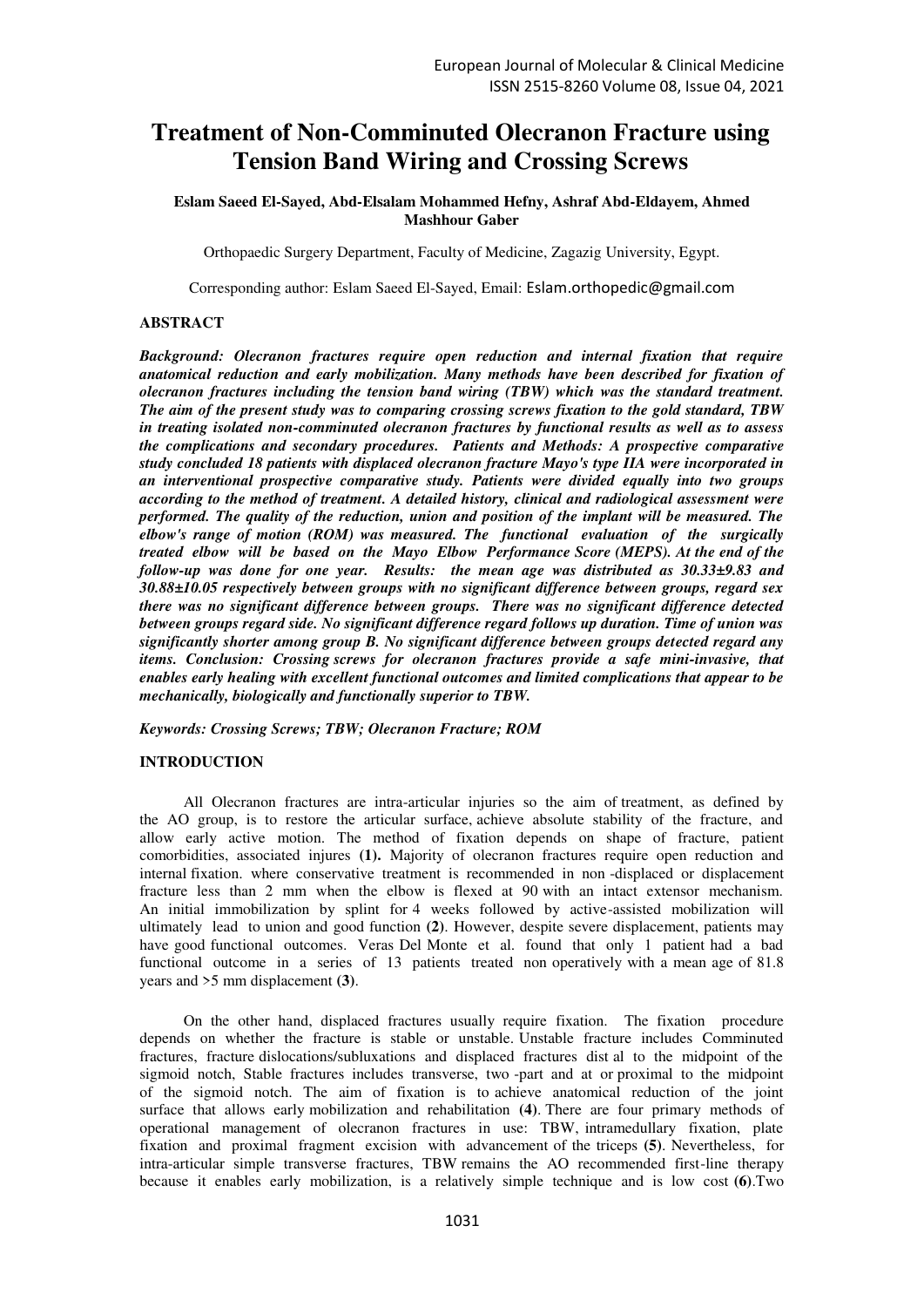# Treatment of Non-Comminuted Olecranon Fracture using Tension Band Wiring and Crossing Screws

**Eslam Saeed El-Sayed, Abd-Elsalam Mohammed Hefny, Ashraf Abd-Eldayem, Ahmed Mashhour Gaber**

Orthopaedic Surgery Department, Faculty of Medicine, Zagazig University, Egypt.

Corresponding author: Eslam Saeed El-Sayed, Email: Eslam.orthopedic@gmail.com

## ABSTRACT

***Background:** Olecranon fractures require open reduction and internal fixation that require anatomical reduction and early mobilization. Many methods have been described for fixation of olecranon fractures including the tension band wiring (TBW) which was the standard treatment. The aim of the present study was to comparing crossing screws fixation to the gold standard, TBW in treating isolated non-comminuted olecranon fractures by functional results as well as to assess the complications and secondary procedures. **Patients and Methods:** A prospective comparative study concluded 18 patients with displaced olecranon fracture Mayo's type IIA were incorporated in an interventional prospective comparative study. Patients were divided equally into two groups according to the method of treatment. A detailed history, clinical and radiological assessment were performed. The quality of the reduction, union and position of the implant will be measured. The elbow's range of motion (ROM) was measured. The functional evaluation of the surgically treated elbow will be based on the Mayo Elbow Performance Score (MEPS). At the end of the follow-up was done for one year. **Results:** the mean age was distributed as 30.33±9.83 and 30.88±10.05 respectively between groups with no significant difference between groups, regard sex there was no significant difference between groups. There was no significant difference detected between groups regard side. No significant difference regard follows up duration. Time of union was significantly shorter among group B. No significant difference between groups detected regard any items. **Conclusion:** Crossing screws for olecranon fractures provide a safe mini-invasive, that enables early healing with excellent functional outcomes and limited complications that appear to be mechanically, biologically and functionally superior to TBW.*

***Keywords:** Crossing Screws; TBW; Olecranon Fracture; ROM*

## INTRODUCTION

All Olecranon fractures are intra-articular injuries so the aim of treatment, as defined by the AO group, is to restore the articular surface, achieve absolute stability of the fracture, and allow early active motion. The method of fixation depends on shape of fracture, patient comorbidities, associated injures **(1).** Majority of olecranon fractures require open reduction and internal fixation. where conservative treatment is recommended in non -displaced or displacement fracture less than 2 mm when the elbow is flexed at 90 with an intact extensor mechanism. An initial immobilization by splint for 4 weeks followed by active-assisted mobilization will ultimately lead to union and good function **(2)**. However, despite severe displacement, patients may have good functional outcomes. Veras Del Monte et al. found that only 1 patient had a bad functional outcome in a series of 13 patients treated non operatively with a mean age of 81.8 years and >5 mm displacement **(3)**.

On the other hand, displaced fractures usually require fixation. The fixation procedure depends on whether the fracture is stable or unstable. Unstable fracture includes Comminuted fractures, fracture dislocations/subluxations and displaced fractures dist al to the midpoint of the sigmoid notch, Stable fractures includes transverse, two -part and at or proximal to the midpoint of the sigmoid notch. The aim of fixation is to achieve anatomical reduction of the joint surface that allows early mobilization and rehabilitation **(4)**. There are four primary methods of operational management of olecranon fractures in use: TBW, intramedullary fixation, plate fixation and proximal fragment excision with advancement of the triceps **(5)**. Nevertheless, for intra-articular simple transverse fractures, TBW remains the AO recommended first-line therapy because it enables early mobilization, is a relatively simple technique and is low cost **(6)**.Two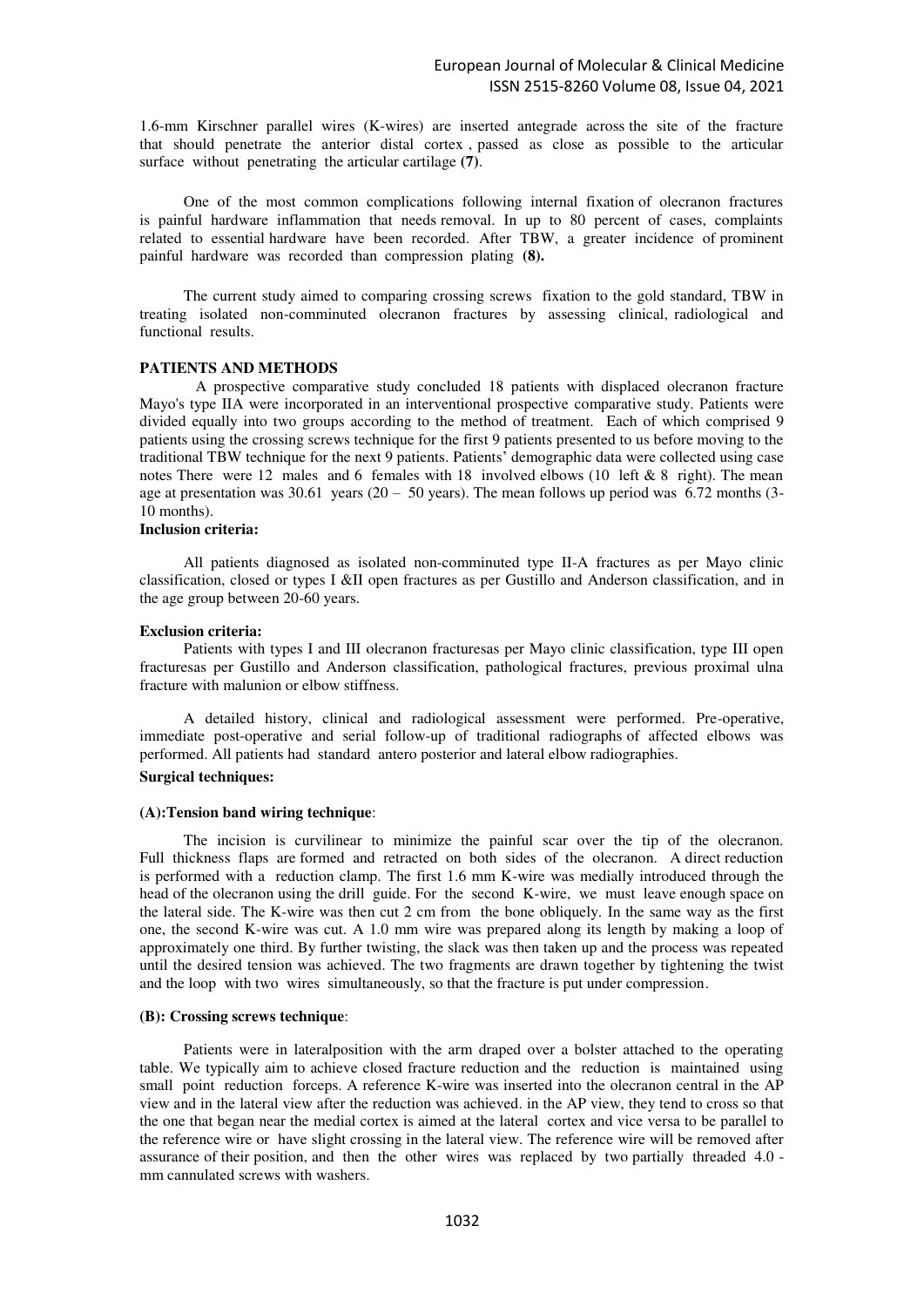1.6-mm Kirschner parallel wires (K-wires) are inserted antegrade across the site of the fracture that should penetrate the anterior distal cortex , passed as close as possible to the articular surface without penetrating the articular cartilage **(7)**.

One of the most common complications following internal fixation of olecranon fractures is painful hardware inflammation that needs removal. In up to 80 percent of cases, complaints related to essential hardware have been recorded. After TBW, a greater incidence of prominent painful hardware was recorded than compression plating **(8).**

The current study aimed to comparing crossing screws fixation to the gold standard, TBW in treating isolated non-comminuted olecranon fractures by assessing clinical, radiological and functional results.

## PATIENTS AND METHODS

A prospective comparative study concluded 18 patients with displaced olecranon fracture Mayo's type IIA were incorporated in an interventional prospective comparative study. Patients were divided equally into two groups according to the method of treatment. Each of which comprised 9 patients using the crossing screws technique for the first 9 patients presented to us before moving to the traditional TBW technique for the next 9 patients. Patients' demographic data were collected using case notes There were 12 males and 6 females with 18 involved elbows (10 left & 8 right). The mean age at presentation was 30.61 years (20 – 50 years). The mean follows up period was 6.72 months (3-10 months).

**Inclusion criteria:**

All patients diagnosed as isolated non-comminuted type II-A fractures as per Mayo clinic classification, closed or types I &II open fractures as per Gustillo and Anderson classification, and in the age group between 20-60 years.

**Exclusion criteria:**

Patients with types I and III olecranon fracturesas per Mayo clinic classification, type III open fracturesas per Gustillo and Anderson classification, pathological fractures, previous proximal ulna fracture with malunion or elbow stiffness.

A detailed history, clinical and radiological assessment were performed. Pre-operative, immediate post-operative and serial follow-up of traditional radiographs of affected elbows was performed. All patients had standard antero posterior and lateral elbow radiographies.

**Surgical techniques:**

**(A):Tension band wiring technique**:

The incision is curvilinear to minimize the painful scar over the tip of the olecranon. Full thickness flaps are formed and retracted on both sides of the olecranon. A direct reduction is performed with a reduction clamp. The first 1.6 mm K-wire was medially introduced through the head of the olecranon using the drill guide. For the second K-wire, we must leave enough space on the lateral side. The K-wire was then cut 2 cm from the bone obliquely. In the same way as the first one, the second K-wire was cut. A 1.0 mm wire was prepared along its length by making a loop of approximately one third. By further twisting, the slack was then taken up and the process was repeated until the desired tension was achieved. The two fragments are drawn together by tightening the twist and the loop with two wires simultaneously, so that the fracture is put under compression.

**(B): Crossing screws technique**:

Patients were in lateralposition with the arm draped over a bolster attached to the operating table. We typically aim to achieve closed fracture reduction and the reduction is maintained using small point reduction forceps. A reference K-wire was inserted into the olecranon central in the AP view and in the lateral view after the reduction was achieved. in the AP view, they tend to cross so that the one that began near the medial cortex is aimed at the lateral cortex and vice versa to be parallel to the reference wire or have slight crossing in the lateral view. The reference wire will be removed after assurance of their position, and then the other wires was replaced by two partially threaded 4.0 - mm cannulated screws with washers.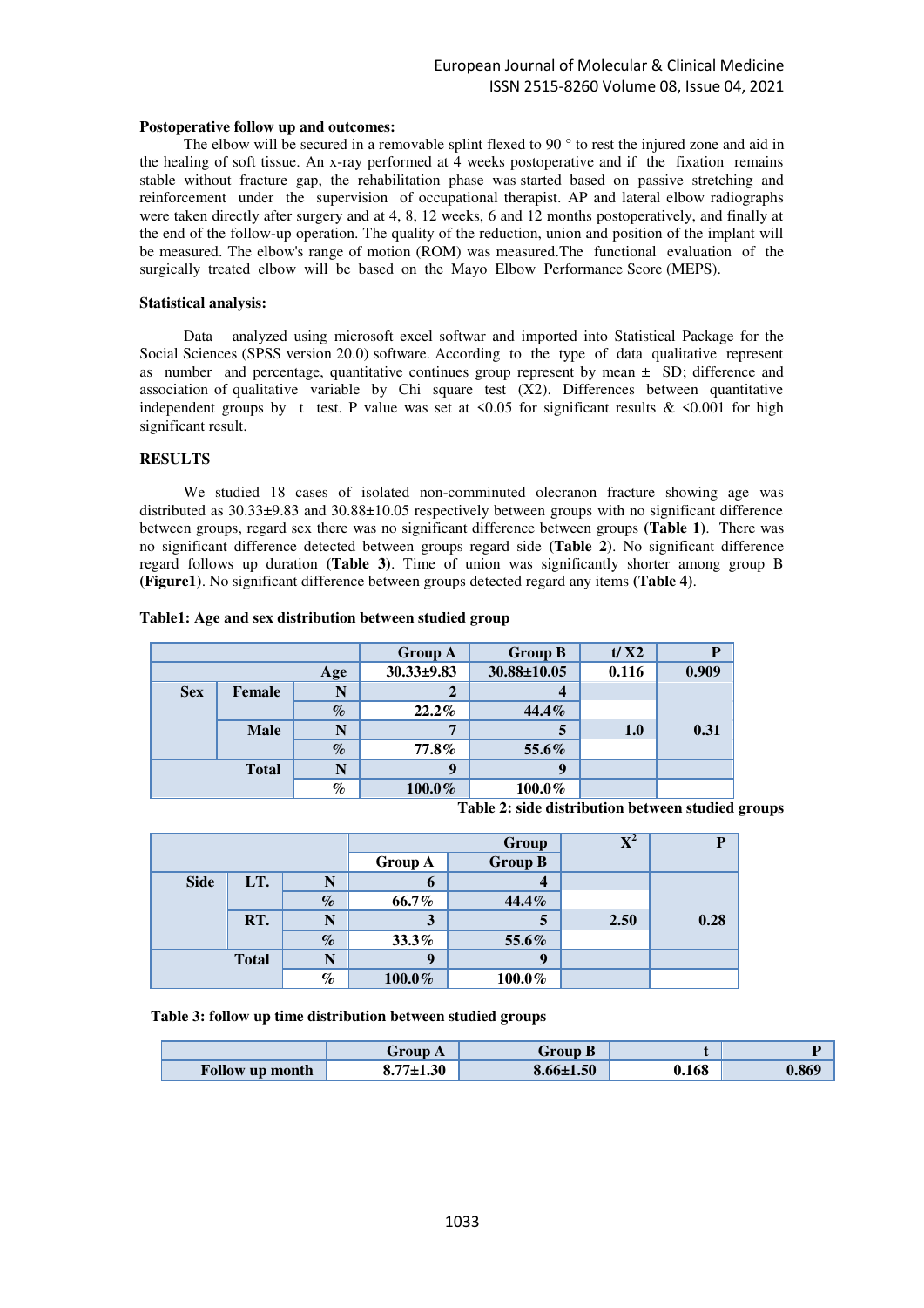**Postoperative follow up and outcomes:**

The elbow will be secured in a removable splint flexed to 90 ° to rest the injured zone and aid in the healing of soft tissue. An x-ray performed at 4 weeks postoperative and if the fixation remains stable without fracture gap, the rehabilitation phase was started based on passive stretching and reinforcement under the supervision of occupational therapist. AP and lateral elbow radiographs were taken directly after surgery and at 4, 8, 12 weeks, 6 and 12 months postoperatively, and finally at the end of the follow-up operation. The quality of the reduction, union and position of the implant will be measured. The elbow's range of motion (ROM) was measured.The functional evaluation of the surgically treated elbow will be based on the Mayo Elbow Performance Score (MEPS).

**Statistical analysis:**

Data analyzed using microsoft excel softwar and imported into Statistical Package for the Social Sciences (SPSS version 20.0) software. According to the type of data qualitative represent as number and percentage, quantitative continues group represent by mean ± SD; difference and association of qualitative variable by Chi square test (X2). Differences between quantitative independent groups by t test. P value was set at <0.05 for significant results & <0.001 for high significant result.

**RESULTS**

We studied 18 cases of isolated non-comminuted olecranon fracture showing age was distributed as 30.33±9.83 and 30.88±10.05 respectively between groups with no significant difference between groups, regard sex there was no significant difference between groups **(Table 1)**. There was no significant difference detected between groups regard side **(Table 2)**. No significant difference regard follows up duration **(Table 3)**. Time of union was significantly shorter among group B **(Figure1)**. No significant difference between groups detected regard any items **(Table 4)**.

**Table1: Age and sex distribution between studied group**

| | | | Group A | Group B | t/ X2 | P |
|---|---|---|---|---|---|---|
| | | Age | 30.33±9.83 | 30.88±10.05 | 0.116 | 0.909 |
| Sex | Female | N | 2 | 4 | 1.0 | 0.31 |
| | | % | 22.2% | 44.4% | | |
| | Male | N | 7 | 5 | | |
| | | % | 77.8% | 55.6% | | |
| | Total | N | 9 | 9 | | |
| | | % | 100.0% | 100.0% | | |

**Table 2: side distribution between studied groups**

| | | | Group | | $X^2$ | P |
|---|---|---|---|---|---|---|
| | | | Group A | Group B | | |
| Side | LT. | N | 6 | 4 | 2.50 | 0.28 |
| | | % | 66.7% | 44.4% | | |
| | RT. | N | 3 | 5 | | |
| | | % | 33.3% | 55.6% | | |
| | Total | N | 9 | 9 | | |
| | | % | 100.0% | 100.0% | | |

**Table 3: follow up time distribution between studied groups**

| | Group A | Group B | t | P |
|---|---|---|---|---|
| Follow up month | 8.77±1.30 | 8.66±1.50 | 0.168 | 0.869 |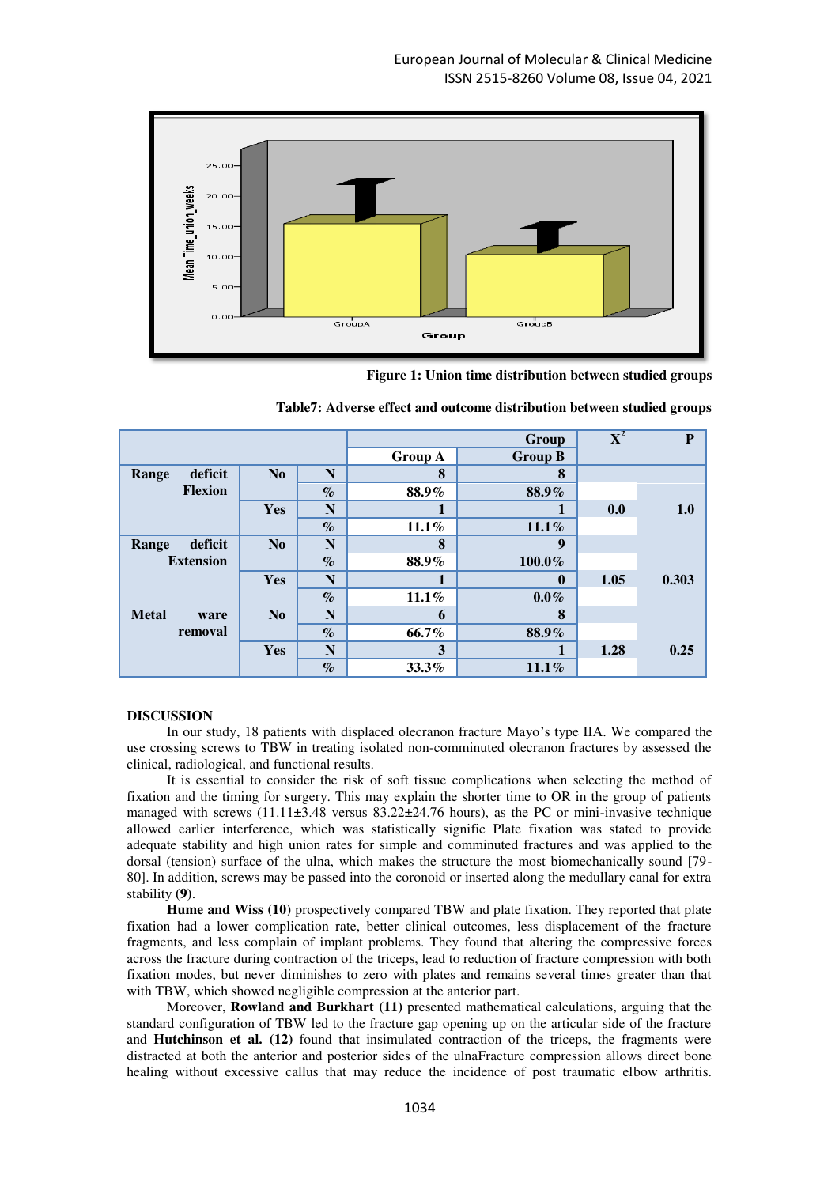**Figure 1: Union time distribution between studied groups**

**Table7: Adverse effect and outcome distribution between studied groups**

| | | | Group | | $X^2$ | P |
|---|---|---|---|---|---|---|
| | | | Group A | Group B | | |
| Range deficit Flexion | No | N | 8 | 8 | | |
| | | % | 88.9% | 88.9% | | |
| | Yes | N | 1 | 1 | 0.0 | 1.0 |
| | | % | 11.1% | 11.1% | | |
| Range deficit Extension | No | N | 8 | 9 | | |
| | | % | 88.9% | 100.0% | | |
| | Yes | N | 1 | 0 | 1.05 | 0.303 |
| | | % | 11.1% | 0.0% | | |
| Metal ware removal | No | N | 6 | 8 | | |
| | | % | 66.7% | 88.9% | | |
| | Yes | N | 3 | 1 | 1.28 | 0.25 |
| | | % | 33.3% | 11.1% | | |

## DISCUSSION

In our study, 18 patients with displaced olecranon fracture Mayo's type IIA. We compared the use crossing screws to TBW in treating isolated non-comminuted olecranon fractures by assessed the clinical, radiological, and functional results.

It is essential to consider the risk of soft tissue complications when selecting the method of fixation and the timing for surgery. This may explain the shorter time to OR in the group of patients managed with screws (11.11±3.48 versus 83.22±24.76 hours), as the PC or mini-invasive technique allowed earlier interference, which was statistically signific Plate fixation was stated to provide adequate stability and high union rates for simple and comminuted fractures and was applied to the dorsal (tension) surface of the ulna, which makes the structure the most biomechanically sound [79-80]. In addition, screws may be passed into the coronoid or inserted along the medullary canal for extra stability **(9)**.

**Hume and Wiss (10)** prospectively compared TBW and plate fixation. They reported that plate fixation had a lower complication rate, better clinical outcomes, less displacement of the fracture fragments, and less complain of implant problems. They found that altering the compressive forces across the fracture during contraction of the triceps, lead to reduction of fracture compression with both fixation modes, but never diminishes to zero with plates and remains several times greater than that with TBW, which showed negligible compression at the anterior part.

Moreover, **Rowland and Burkhart (11)** presented mathematical calculations, arguing that the standard configuration of TBW led to the fracture gap opening up on the articular side of the fracture and **Hutchinson et al. (12)** found that insimulated contraction of the triceps, the fragments were distracted at both the anterior and posterior sides of the ulnaFracture compression allows direct bone healing without excessive callus that may reduce the incidence of post traumatic elbow arthritis.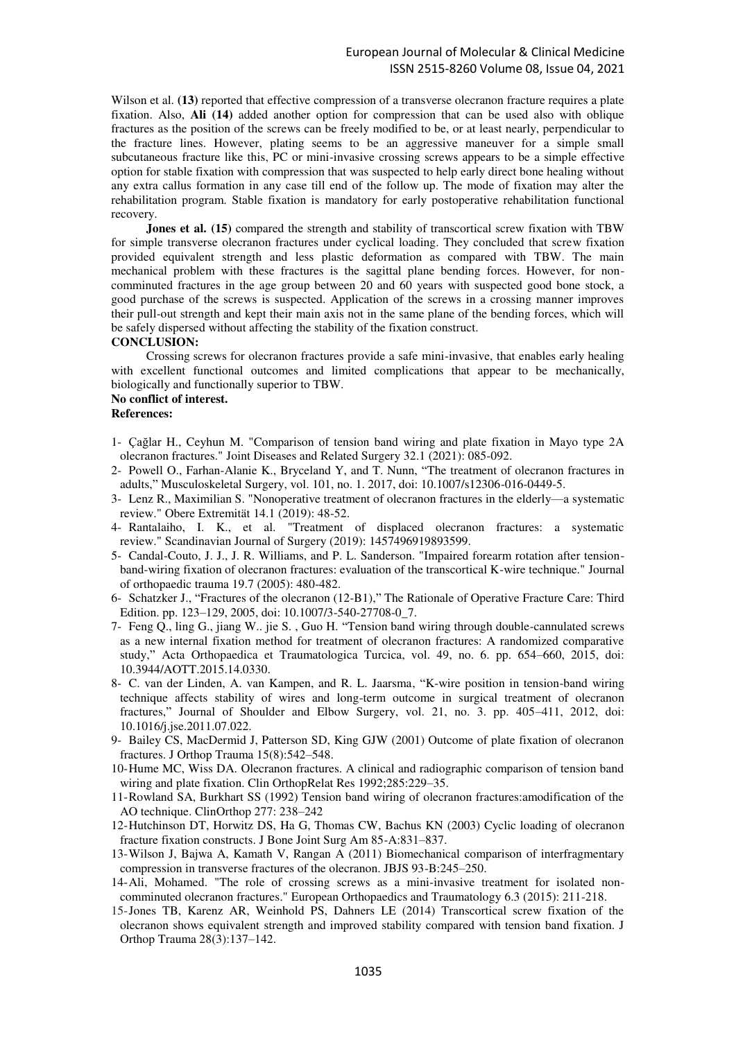Wilson et al. **(13)** reported that effective compression of a transverse olecranon fracture requires a plate fixation. Also, **Ali (14)** added another option for compression that can be used also with oblique fractures as the position of the screws can be freely modified to be, or at least nearly, perpendicular to the fracture lines. However, plating seems to be an aggressive maneuver for a simple small subcutaneous fracture like this, PC or mini-invasive crossing screws appears to be a simple effective option for stable fixation with compression that was suspected to help early direct bone healing without any extra callus formation in any case till end of the follow up. The mode of fixation may alter the rehabilitation program. Stable fixation is mandatory for early postoperative rehabilitation functional recovery.

**Jones et al. (15)** compared the strength and stability of transcortical screw fixation with TBW for simple transverse olecranon fractures under cyclical loading. They concluded that screw fixation provided equivalent strength and less plastic deformation as compared with TBW. The main mechanical problem with these fractures is the sagittal plane bending forces. However, for non-comminuted fractures in the age group between 20 and 60 years with suspected good bone stock, a good purchase of the screws is suspected. Application of the screws in a crossing manner improves their pull-out strength and kept their main axis not in the same plane of the bending forces, which will be safely dispersed without affecting the stability of the fixation construct.

**CONCLUSION:**

Crossing screws for olecranon fractures provide a safe mini-invasive, that enables early healing with excellent functional outcomes and limited complications that appear to be mechanically, biologically and functionally superior to TBW.

**No conflict of interest.**

**References:**

1- Çağlar H., Ceyhun M. "Comparison of tension band wiring and plate fixation in Mayo type 2A olecranon fractures." Joint Diseases and Related Surgery 32.1 (2021): 085-092.
2- Powell O., Farhan-Alanie K., Bryceland Y, and T. Nunn, "The treatment of olecranon fractures in adults," Musculoskeletal Surgery, vol. 101, no. 1. 2017, doi: 10.1007/s12306-016-0449-5.
3- Lenz R., Maximilian S. "Nonoperative treatment of olecranon fractures in the elderly—a systematic review." Obere Extremität 14.1 (2019): 48-52.
4- Rantalaiho, I. K., et al. "Treatment of displaced olecranon fractures: a systematic review." Scandinavian Journal of Surgery (2019): 1457496919893599.
5- Candal-Couto, J. J., J. R. Williams, and P. L. Sanderson. "Impaired forearm rotation after tension-band-wiring fixation of olecranon fractures: evaluation of the transcortical K-wire technique." Journal of orthopaedic trauma 19.7 (2005): 480-482.
6- Schatzker J., "Fractures of the olecranon (12-B1)," The Rationale of Operative Fracture Care: Third Edition. pp. 123–129, 2005, doi: 10.1007/3-540-27708-0_7.
7- Feng Q., ling G., jiang W.. jie S. , Guo H. "Tension band wiring through double-cannulated screws as a new internal fixation method for treatment of olecranon fractures: A randomized comparative study," Acta Orthopaedica et Traumatologica Turcica, vol. 49, no. 6. pp. 654–660, 2015, doi: 10.3944/AOTT.2015.14.0330.
8- C. van der Linden, A. van Kampen, and R. L. Jaarsma, "K-wire position in tension-band wiring technique affects stability of wires and long-term outcome in surgical treatment of olecranon fractures," Journal of Shoulder and Elbow Surgery, vol. 21, no. 3. pp. 405–411, 2012, doi: 10.1016/j.jse.2011.07.022.
9- Bailey CS, MacDermid J, Patterson SD, King GJW (2001) Outcome of plate fixation of olecranon fractures. J Orthop Trauma 15(8):542–548.
10- Hume MC, Wiss DA. Olecranon fractures. A clinical and radiographic comparison of tension band wiring and plate fixation. Clin OrthopRelat Res 1992;285:229–35.
11- Rowland SA, Burkhart SS (1992) Tension band wiring of olecranon fractures:amodification of the AO technique. ClinOrthop 277: 238–242
12- Hutchinson DT, Horwitz DS, Ha G, Thomas CW, Bachus KN (2003) Cyclic loading of olecranon fracture fixation constructs. J Bone Joint Surg Am 85-A:831–837.
13- Wilson J, Bajwa A, Kamath V, Rangan A (2011) Biomechanical comparison of interfragmentary compression in transverse fractures of the olecranon. JBJS 93-B:245–250.
14- Ali, Mohamed. "The role of crossing screws as a mini-invasive treatment for isolated non-comminuted olecranon fractures." European Orthopaedics and Traumatology 6.3 (2015): 211-218.
15- Jones TB, Karenz AR, Weinhold PS, Dahners LE (2014) Transcortical screw fixation of the olecranon shows equivalent strength and improved stability compared with tension band fixation. J Orthop Trauma 28(3):137–142.